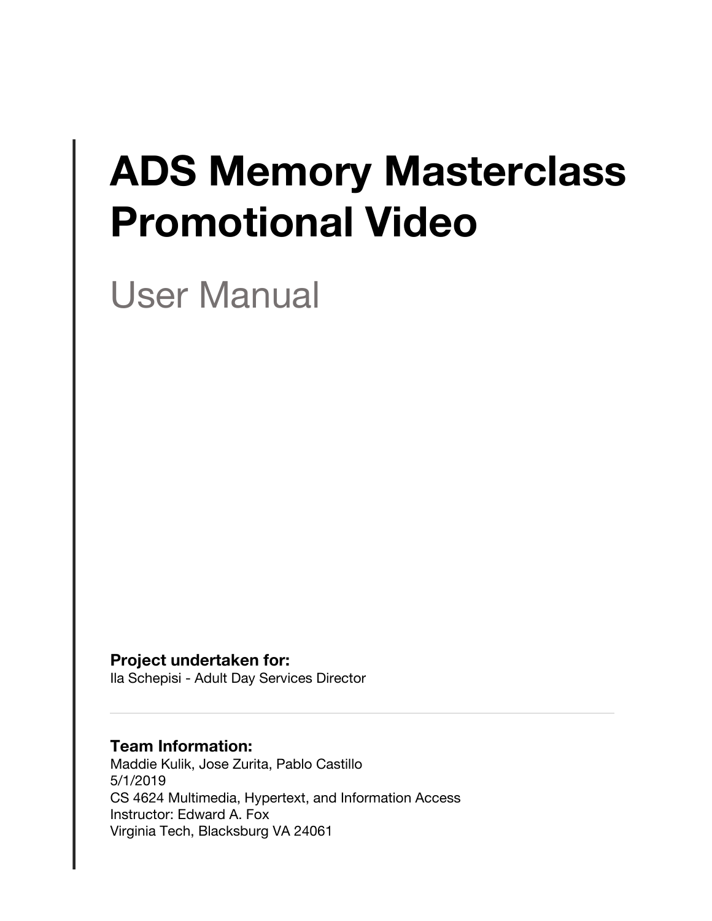# ADS Memory Masterclass Promotional Video

## User Manual

**Project undertaken for:**
Ila Schepisi - Adult Day Services Director

---

**Team Information:**
Maddie Kulik, Jose Zurita, Pablo Castillo
5/1/2019
CS 4624 Multimedia, Hypertext, and Information Access
Instructor: Edward A. Fox
Virginia Tech, Blacksburg VA 24061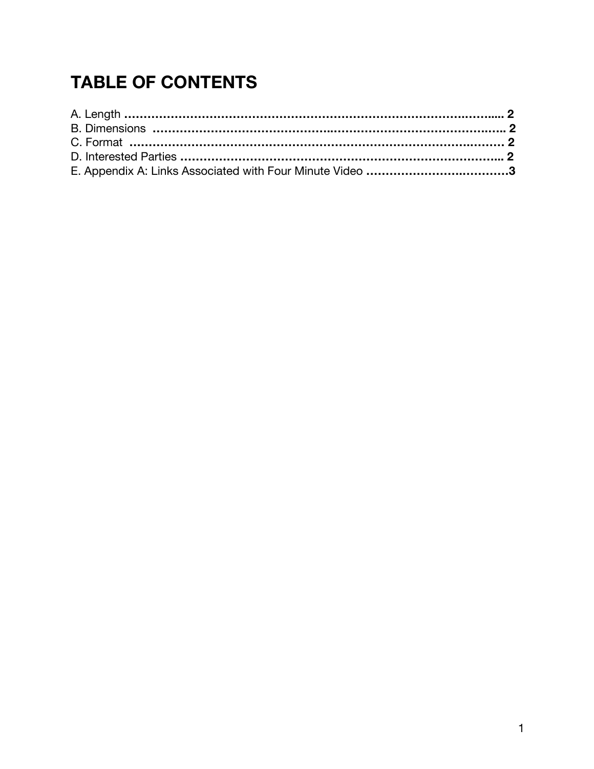# TABLE OF CONTENTS

A. Length ..................................................................................................... 2
B. Dimensions ............................................................................................. 2
C. Format ..................................................................................................... 2
D. Interested Parties .................................................................................... 2
E. Appendix A: Links Associated with Four Minute Video ...................................3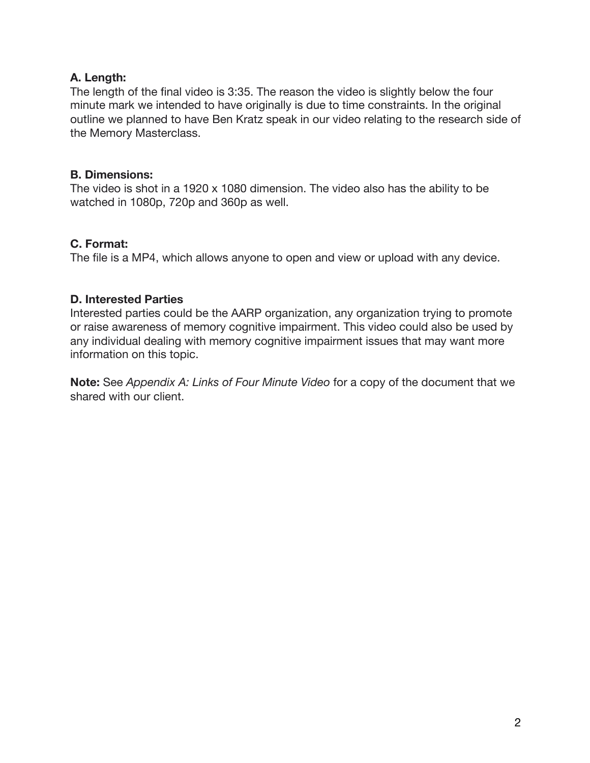**A. Length:**
The length of the final video is 3:35. The reason the video is slightly below the four minute mark we intended to have originally is due to time constraints. In the original outline we planned to have Ben Kratz speak in our video relating to the research side of the Memory Masterclass.

**B. Dimensions:**
The video is shot in a 1920 x 1080 dimension. The video also has the ability to be watched in 1080p, 720p and 360p as well.

**C. Format:**
The file is a MP4, which allows anyone to open and view or upload with any device.

**D. Interested Parties**
Interested parties could be the AARP organization, any organization trying to promote or raise awareness of memory cognitive impairment. This video could also be used by any individual dealing with memory cognitive impairment issues that may want more information on this topic.

**Note:** See *Appendix A: Links of Four Minute Video* for a copy of the document that we shared with our client.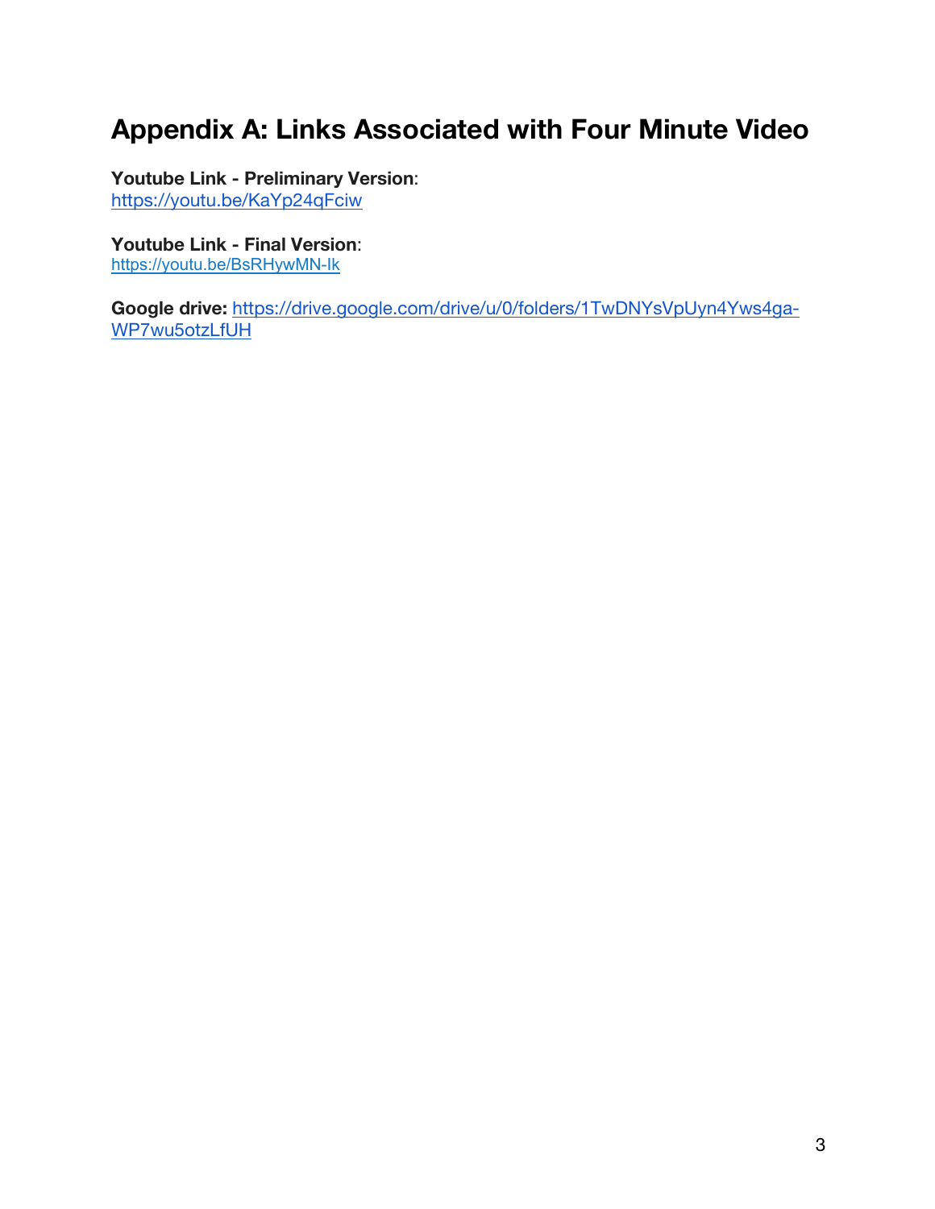# Appendix A: Links Associated with Four Minute Video

**Youtube Link - Preliminary Version**:
https://youtu.be/KaYp24qFciw

**Youtube Link - Final Version**:
https://youtu.be/BsRHywMN-lk

**Google drive:** https://drive.google.com/drive/u/0/folders/1TwDNYsVpUyn4Yws4ga-WP7wu5otzLfUH